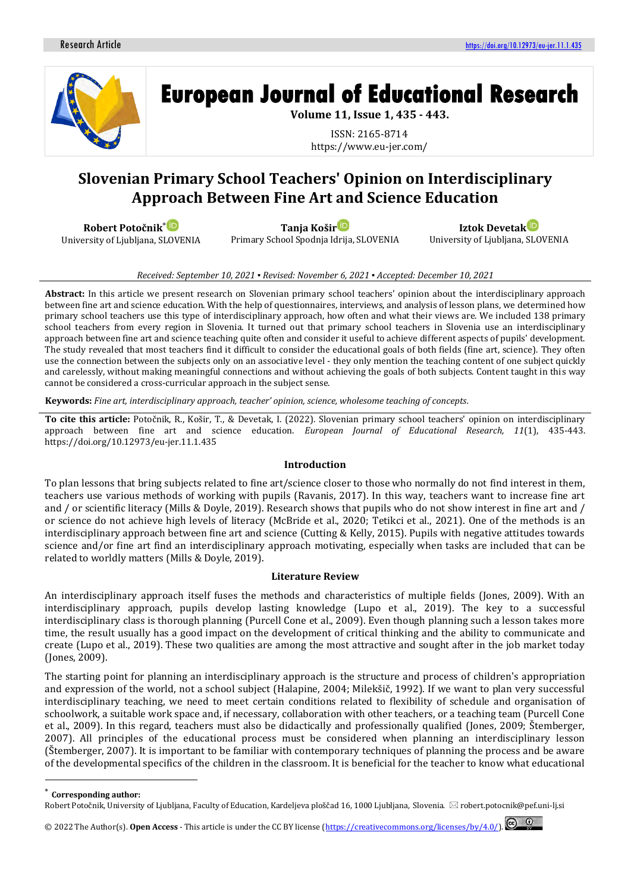Research Article https://doi.org/10.12973/eu-jer.11.1.435

# European Journal of Educational Research

**Volume 11, Issue 1, 435 - 443.**

ISSN: 2165-8714
https://www.eu-jer.com/

# Slovenian Primary School Teachers' Opinion on Interdisciplinary Approach Between Fine Art and Science Education

**Robert Potočnik***
University of Ljubljana, SLOVENIA

**Tanja Košir**
Primary School Spodnja Idrija, SLOVENIA

**Iztok Devetak**
University of Ljubljana, SLOVENIA

*Received: September 10, 2021 ▪ Revised: November 6, 2021 ▪ Accepted: December 10, 2021*

**Abstract:** In this article we present research on Slovenian primary school teachers' opinion about the interdisciplinary approach between fine art and science education. With the help of questionnaires, interviews, and analysis of lesson plans, we determined how primary school teachers use this type of interdisciplinary approach, how often and what their views are. We included 138 primary school teachers from every region in Slovenia. It turned out that primary school teachers in Slovenia use an interdisciplinary approach between fine art and science teaching quite often and consider it useful to achieve different aspects of pupils' development. The study revealed that most teachers find it difficult to consider the educational goals of both fields (fine art, science). They often use the connection between the subjects only on an associative level - they only mention the teaching content of one subject quickly and carelessly, without making meaningful connections and without achieving the goals of both subjects. Content taught in this way cannot be considered a cross-curricular approach in the subject sense.

**Keywords:** *Fine art, interdisciplinary approach, teacher' opinion, science, wholesome teaching of concepts.*

**To cite this article:** Potočnik, R., Košir, T., & Devetak, I. (2022). Slovenian primary school teachers' opinion on interdisciplinary approach between fine art and science education. *European Journal of Educational Research, 11*(1), 435-443. https://doi.org/10.12973/eu-jer.11.1.435

## Introduction

To plan lessons that bring subjects related to fine art/science closer to those who normally do not find interest in them, teachers use various methods of working with pupils (Ravanis, 2017). In this way, teachers want to increase fine art and / or scientific literacy (Mills & Doyle, 2019). Research shows that pupils who do not show interest in fine art and / or science do not achieve high levels of literacy (McBride et al., 2020; Tetikci et al., 2021). One of the methods is an interdisciplinary approach between fine art and science (Cutting & Kelly, 2015). Pupils with negative attitudes towards science and/or fine art find an interdisciplinary approach motivating, especially when tasks are included that can be related to worldly matters (Mills & Doyle, 2019).

## Literature Review

An interdisciplinary approach itself fuses the methods and characteristics of multiple fields (Jones, 2009). With an interdisciplinary approach, pupils develop lasting knowledge (Lupo et al., 2019). The key to a successful interdisciplinary class is thorough planning (Purcell Cone et al., 2009). Even though planning such a lesson takes more time, the result usually has a good impact on the development of critical thinking and the ability to communicate and create (Lupo et al., 2019). These two qualities are among the most attractive and sought after in the job market today (Jones, 2009).

The starting point for planning an interdisciplinary approach is the structure and process of children's appropriation and expression of the world, not a school subject (Halapine, 2004; Milekšič, 1992). If we want to plan very successful interdisciplinary teaching, we need to meet certain conditions related to flexibility of schedule and organisation of schoolwork, a suitable work space and, if necessary, collaboration with other teachers, or a teaching team (Purcell Cone et al., 2009). In this regard, teachers must also be didactically and professionally qualified (Jones, 2009; Štemberger, 2007). All principles of the educational process must be considered when planning an interdisciplinary lesson (Štemberger, 2007). It is important to be familiar with contemporary techniques of planning the process and be aware of the developmental specifics of the children in the classroom. It is beneficial for the teacher to know what educational

* **Corresponding author:**
Robert Potočnik, University of Ljubljana, Faculty of Education, Kardeljeva ploščad 16, 1000 Ljubljana, Slovenia. ✉ robert.potocnik@pef.uni-lj.si

© 2022 The Author(s). **Open Access** - This article is under the CC BY license (https://creativecommons.org/licenses/by/4.0/).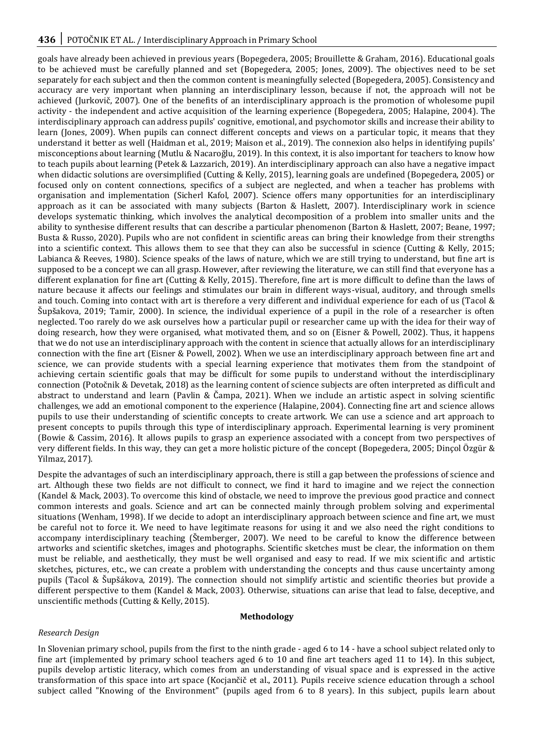goals have already been achieved in previous years (Bopegedera, 2005; Brouillette & Graham, 2016). Educational goals to be achieved must be carefully planned and set (Bopegedera, 2005; Jones, 2009). The objectives need to be set separately for each subject and then the common content is meaningfully selected (Bopegedera, 2005). Consistency and accuracy are very important when planning an interdisciplinary lesson, because if not, the approach will not be achieved (Jurkovič, 2007). One of the benefits of an interdisciplinary approach is the promotion of wholesome pupil activity - the independent and active acquisition of the learning experience (Bopegedera, 2005; Halapine, 2004). The interdisciplinary approach can address pupils' cognitive, emotional, and psychomotor skills and increase their ability to learn (Jones, 2009). When pupils can connect different concepts and views on a particular topic, it means that they understand it better as well (Haidman et al., 2019; Maison et al., 2019). The connexion also helps in identifying pupils' misconceptions about learning (Mutlu & Nacaroğlu, 2019). In this context, it is also important for teachers to know how to teach pupils about learning (Petek & Lazzarich, 2019). An interdisciplinary approach can also have a negative impact when didactic solutions are oversimplified (Cutting & Kelly, 2015), learning goals are undefined (Bopegedera, 2005) or focused only on content connections, specifics of a subject are neglected, and when a teacher has problems with organisation and implementation (Sicherl Kafol, 2007). Science offers many opportunities for an interdisciplinary approach as it can be associated with many subjects (Barton & Haslett, 2007). Interdisciplinary work in science develops systematic thinking, which involves the analytical decomposition of a problem into smaller units and the ability to synthesise different results that can describe a particular phenomenon (Barton & Haslett, 2007; Beane, 1997; Busta & Russo, 2020). Pupils who are not confident in scientific areas can bring their knowledge from their strengths into a scientific context. This allows them to see that they can also be successful in science (Cutting & Kelly, 2015; Labianca & Reeves, 1980). Science speaks of the laws of nature, which we are still trying to understand, but fine art is supposed to be a concept we can all grasp. However, after reviewing the literature, we can still find that everyone has a different explanation for fine art (Cutting & Kelly, 2015). Therefore, fine art is more difficult to define than the laws of nature because it affects our feelings and stimulates our brain in different ways-visual, auditory, and through smells and touch. Coming into contact with art is therefore a very different and individual experience for each of us (Tacol & Šupšakova, 2019; Tamir, 2000). In science, the individual experience of a pupil in the role of a researcher is often neglected. Too rarely do we ask ourselves how a particular pupil or researcher came up with the idea for their way of doing research, how they were organised, what motivated them, and so on (Eisner & Powell, 2002). Thus, it happens that we do not use an interdisciplinary approach with the content in science that actually allows for an interdisciplinary connection with the fine art (Eisner & Powell, 2002). When we use an interdisciplinary approach between fine art and science, we can provide students with a special learning experience that motivates them from the standpoint of achieving certain scientific goals that may be difficult for some pupils to understand without the interdisciplinary connection (Potočnik & Devetak, 2018) as the learning content of science subjects are often interpreted as difficult and abstract to understand and learn (Pavlin & Čampa, 2021). When we include an artistic aspect in solving scientific challenges, we add an emotional component to the experience (Halapine, 2004). Connecting fine art and science allows pupils to use their understanding of scientific concepts to create artwork. We can use a science and art approach to present concepts to pupils through this type of interdisciplinary approach. Experimental learning is very prominent (Bowie & Cassim, 2016). It allows pupils to grasp an experience associated with a concept from two perspectives of very different fields. In this way, they can get a more holistic picture of the concept (Bopegedera, 2005; Dinçol Özgür & Yilmaz, 2017).

Despite the advantages of such an interdisciplinary approach, there is still a gap between the professions of science and art. Although these two fields are not difficult to connect, we find it hard to imagine and we reject the connection (Kandel & Mack, 2003). To overcome this kind of obstacle, we need to improve the previous good practice and connect common interests and goals. Science and art can be connected mainly through problem solving and experimental situations (Wenham, 1998). If we decide to adopt an interdisciplinary approach between science and fine art, we must be careful not to force it. We need to have legitimate reasons for using it and we also need the right conditions to accompany interdisciplinary teaching (Štemberger, 2007). We need to be careful to know the difference between artworks and scientific sketches, images and photographs. Scientific sketches must be clear, the information on them must be reliable, and aesthetically, they must be well organised and easy to read. If we mix scientific and artistic sketches, pictures, etc., we can create a problem with understanding the concepts and thus cause uncertainty among pupils (Tacol & Šupšákova, 2019). The connection should not simplify artistic and scientific theories but provide a different perspective to them (Kandel & Mack, 2003). Otherwise, situations can arise that lead to false, deceptive, and unscientific methods (Cutting & Kelly, 2015).

## Methodology

### *Research Design*

In Slovenian primary school, pupils from the first to the ninth grade - aged 6 to 14 - have a school subject related only to fine art (implemented by primary school teachers aged 6 to 10 and fine art teachers aged 11 to 14). In this subject, pupils develop artistic literacy, which comes from an understanding of visual space and is expressed in the active transformation of this space into art space (Kocjančič et al., 2011). Pupils receive science education through a school subject called "Knowing of the Environment" (pupils aged from 6 to 8 years). In this subject, pupils learn about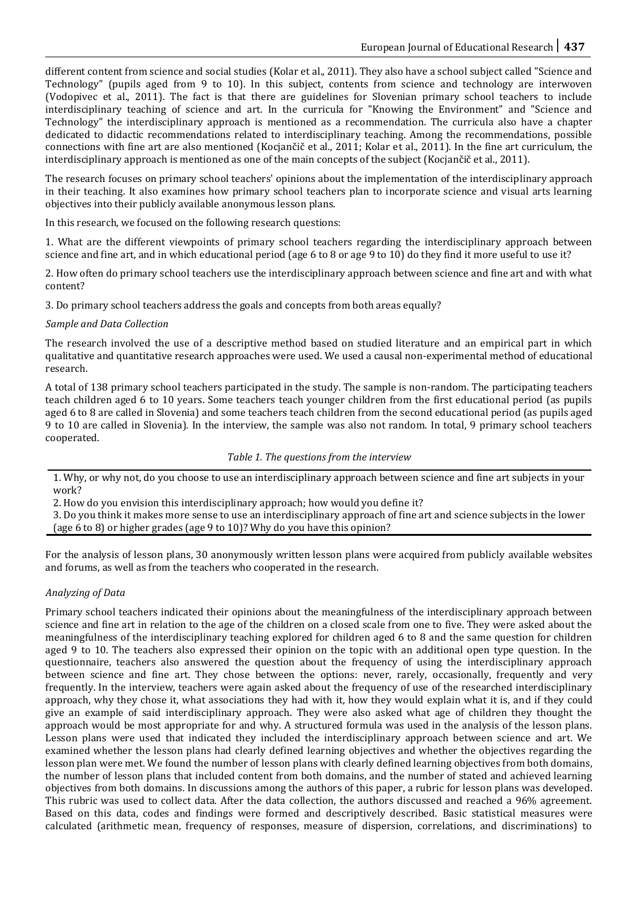different content from science and social studies (Kolar et al., 2011). They also have a school subject called "Science and Technology" (pupils aged from 9 to 10). In this subject, contents from science and technology are interwoven (Vodopivec et al., 2011). The fact is that there are guidelines for Slovenian primary school teachers to include interdisciplinary teaching of science and art. In the curricula for "Knowing the Environment" and "Science and Technology" the interdisciplinary approach is mentioned as a recommendation. The curricula also have a chapter dedicated to didactic recommendations related to interdisciplinary teaching. Among the recommendations, possible connections with fine art are also mentioned (Kocjančič et al., 2011; Kolar et al., 2011). In the fine art curriculum, the interdisciplinary approach is mentioned as one of the main concepts of the subject (Kocjančič et al., 2011).

The research focuses on primary school teachers' opinions about the implementation of the interdisciplinary approach in their teaching. It also examines how primary school teachers plan to incorporate science and visual arts learning objectives into their publicly available anonymous lesson plans.

In this research, we focused on the following research questions:

1. What are the different viewpoints of primary school teachers regarding the interdisciplinary approach between science and fine art, and in which educational period (age 6 to 8 or age 9 to 10) do they find it more useful to use it?

2. How often do primary school teachers use the interdisciplinary approach between science and fine art and with what content?

3. Do primary school teachers address the goals and concepts from both areas equally?

*Sample and Data Collection*

The research involved the use of a descriptive method based on studied literature and an empirical part in which qualitative and quantitative research approaches were used. We used a causal non-experimental method of educational research.

A total of 138 primary school teachers participated in the study. The sample is non-random. The participating teachers teach children aged 6 to 10 years. Some teachers teach younger children from the first educational period (as pupils aged 6 to 8 are called in Slovenia) and some teachers teach children from the second educational period (as pupils aged 9 to 10 are called in Slovenia). In the interview, the sample was also not random. In total, 9 primary school teachers cooperated.

*Table 1. The questions from the interview*

| |
|---|
| 1. Why, or why not, do you choose to use an interdisciplinary approach between science and fine art subjects in your work? |
| 2. How do you envision this interdisciplinary approach; how would you define it? |
| 3. Do you think it makes more sense to use an interdisciplinary approach of fine art and science subjects in the lower (age 6 to 8) or higher grades (age 9 to 10)? Why do you have this opinion? |

For the analysis of lesson plans, 30 anonymously written lesson plans were acquired from publicly available websites and forums, as well as from the teachers who cooperated in the research.

*Analyzing of Data*

Primary school teachers indicated their opinions about the meaningfulness of the interdisciplinary approach between science and fine art in relation to the age of the children on a closed scale from one to five. They were asked about the meaningfulness of the interdisciplinary teaching explored for children aged 6 to 8 and the same question for children aged 9 to 10. The teachers also expressed their opinion on the topic with an additional open type question. In the questionnaire, teachers also answered the question about the frequency of using the interdisciplinary approach between science and fine art. They chose between the options: never, rarely, occasionally, frequently and very frequently. In the interview, teachers were again asked about the frequency of use of the researched interdisciplinary approach, why they chose it, what associations they had with it, how they would explain what it is, and if they could give an example of said interdisciplinary approach. They were also asked what age of children they thought the approach would be most appropriate for and why. A structured formula was used in the analysis of the lesson plans. Lesson plans were used that indicated they included the interdisciplinary approach between science and art. We examined whether the lesson plans had clearly defined learning objectives and whether the objectives regarding the lesson plan were met. We found the number of lesson plans with clearly defined learning objectives from both domains, the number of lesson plans that included content from both domains, and the number of stated and achieved learning objectives from both domains. In discussions among the authors of this paper, a rubric for lesson plans was developed. This rubric was used to collect data. After the data collection, the authors discussed and reached a 96% agreement. Based on this data, codes and findings were formed and descriptively described. Basic statistical measures were calculated (arithmetic mean, frequency of responses, measure of dispersion, correlations, and discriminations) to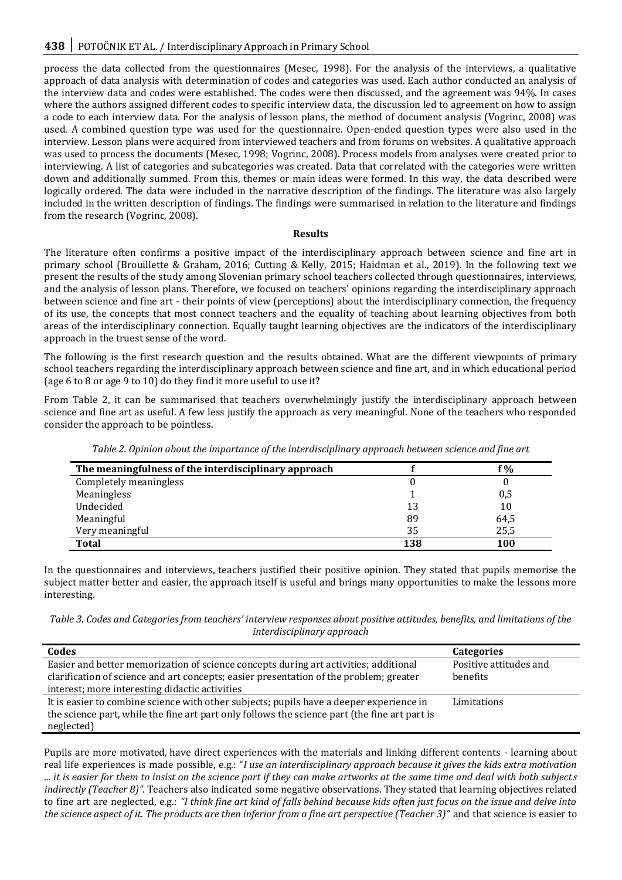process the data collected from the questionnaires (Mesec, 1998). For the analysis of the interviews, a qualitative approach of data analysis with determination of codes and categories was used. Each author conducted an analysis of the interview data and codes were established. The codes were then discussed, and the agreement was 94%. In cases where the authors assigned different codes to specific interview data, the discussion led to agreement on how to assign a code to each interview data. For the analysis of lesson plans, the method of document analysis (Vogrinc, 2008) was used. A combined question type was used for the questionnaire. Open-ended question types were also used in the interview. Lesson plans were acquired from interviewed teachers and from forums on websites. A qualitative approach was used to process the documents (Mesec, 1998; Vogrinc, 2008). Process models from analyses were created prior to interviewing. A list of categories and subcategories was created. Data that correlated with the categories were written down and additionally summed. From this, themes or main ideas were formed. In this way, the data described were logically ordered. The data were included in the narrative description of the findings. The literature was also largely included in the written description of findings. The findings were summarised in relation to the literature and findings from the research (Vogrinc, 2008).

## Results

The literature often confirms a positive impact of the interdisciplinary approach between science and fine art in primary school (Brouillette & Graham, 2016; Cutting & Kelly, 2015; Haidman et al., 2019). In the following text we present the results of the study among Slovenian primary school teachers collected through questionnaires, interviews, and the analysis of lesson plans. Therefore, we focused on teachers' opinions regarding the interdisciplinary approach between science and fine art - their points of view (perceptions) about the interdisciplinary connection, the frequency of its use, the concepts that most connect teachers and the equality of teaching about learning objectives from both areas of the interdisciplinary connection. Equally taught learning objectives are the indicators of the interdisciplinary approach in the truest sense of the word.

The following is the first research question and the results obtained. What are the different viewpoints of primary school teachers regarding the interdisciplinary approach between science and fine art, and in which educational period (age 6 to 8 or age 9 to 10) do they find it more useful to use it?

From Table 2, it can be summarised that teachers overwhelmingly justify the interdisciplinary approach between science and fine art as useful. A few less justify the approach as very meaningful. None of the teachers who responded consider the approach to be pointless.

*Table 2. Opinion about the importance of the interdisciplinary approach between science and fine art*

| The meaningfulness of the interdisciplinary approach | f | f % |
|---|---|---|
| Completely meaningless | 0 | 0 |
| Meaningless | 1 | 0,5 |
| Undecided | 13 | 10 |
| Meaningful | 89 | 64,5 |
| Very meaningful | 35 | 25,5 |
| **Total** | **138** | **100** |

In the questionnaires and interviews, teachers justified their positive opinion. They stated that pupils memorise the subject matter better and easier, the approach itself is useful and brings many opportunities to make the lessons more interesting.

*Table 3. Codes and Categories from teachers' interview responses about positive attitudes, benefits, and limitations of the interdisciplinary approach*

| Codes | Categories |
|---|---|
| Easier and better memorization of science concepts during art activities; additional clarification of science and art concepts; easier presentation of the problem; greater interest; more interesting didactic activities | Positive attitudes and benefits |
| It is easier to combine science with other subjects; pupils have a deeper experience in the science part, while the fine art part only follows the science part (the fine art part is neglected) | Limitations |

Pupils are more motivated, have direct experiences with the materials and linking different contents - learning about real life experiences is made possible, e.g.: "*I use an interdisciplinary approach because it gives the kids extra motivation ... it is easier for them to insist on the science part if they can make artworks at the same time and deal with both subjects indirectly (Teacher 8)".* Teachers also indicated some negative observations. They stated that learning objectives related to fine art are neglected, e.g.: *"I think fine art kind of falls behind because kids often just focus on the issue and delve into the science aspect of it. The products are then inferior from a fine art perspective (Teacher 3)"* and that science is easier to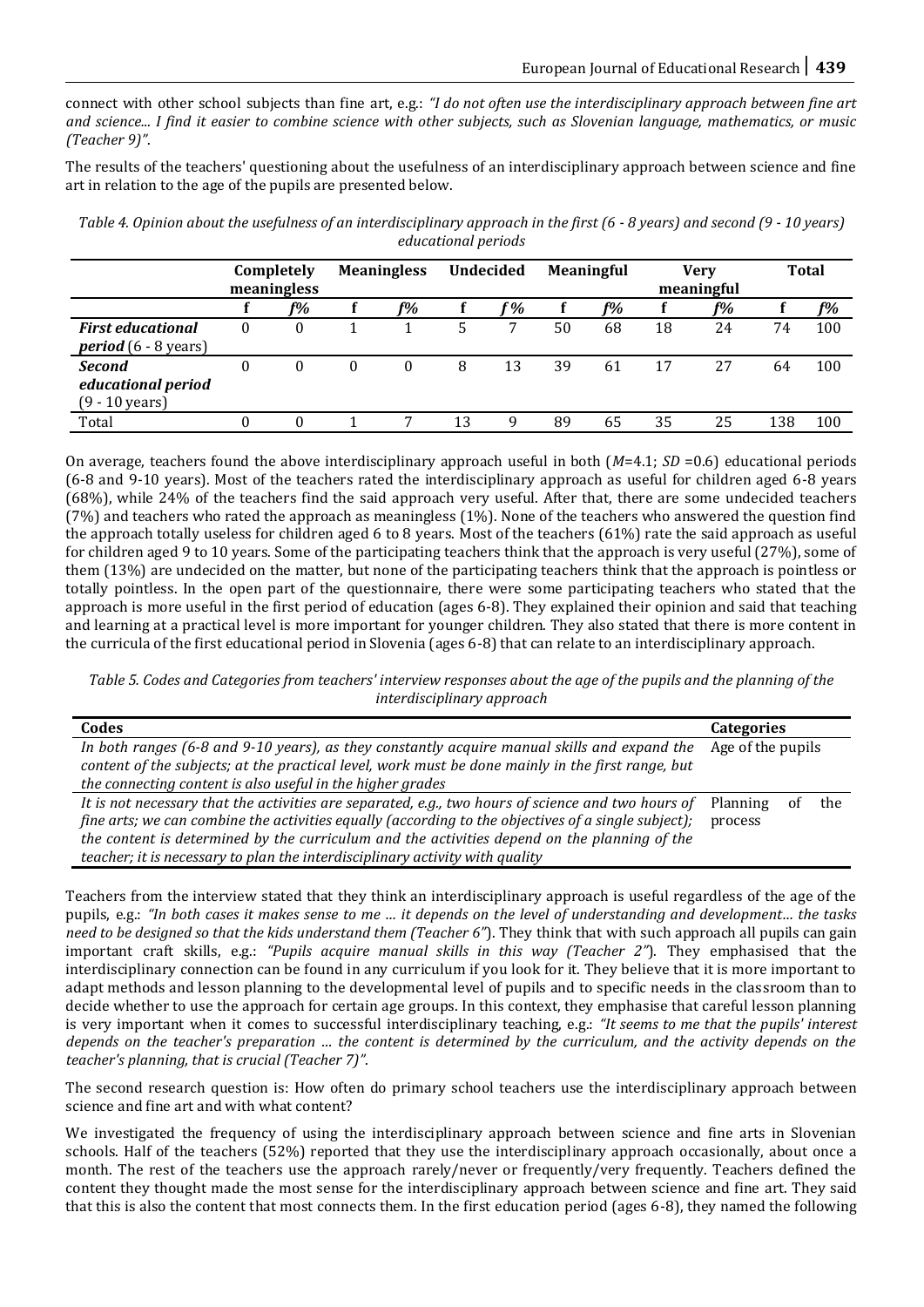connect with other school subjects than fine art, e.g.: *"I do not often use the interdisciplinary approach between fine art and science... I find it easier to combine science with other subjects, such as Slovenian language, mathematics, or music (Teacher 9)"*.

The results of the teachers' questioning about the usefulness of an interdisciplinary approach between science and fine art in relation to the age of the pupils are presented below.

*Table 4. Opinion about the usefulness of an interdisciplinary approach in the first (6 - 8 years) and second (9 - 10 years) educational periods*

| | Completely meaningless | | Meaningless | | Undecided | | Meaningful | | Very meaningful | | Total | |
|---|---|---|---|---|---|---|---|---|---|---|---|---|
| | f | f% | f | f% | f | f % | f | f% | f | f% | f | f% |
| ***First educational period*** (6 - 8 years) | 0 | 0 | 1 | 1 | 5 | 7 | 50 | 68 | 18 | 24 | 74 | 100 |
| ***Second educational period*** (9 - 10 years) | 0 | 0 | 0 | 0 | 8 | 13 | 39 | 61 | 17 | 27 | 64 | 100 |
| Total | 0 | 0 | 1 | 7 | 13 | 9 | 89 | 65 | 35 | 25 | 138 | 100 |

On average, teachers found the above interdisciplinary approach useful in both ($M$=4.1; $SD$ =0.6) educational periods (6-8 and 9-10 years). Most of the teachers rated the interdisciplinary approach as useful for children aged 6-8 years (68%), while 24% of the teachers find the said approach very useful. After that, there are some undecided teachers (7%) and teachers who rated the approach as meaningless (1%). None of the teachers who answered the question find the approach totally useless for children aged 6 to 8 years. Most of the teachers (61%) rate the said approach as useful for children aged 9 to 10 years. Some of the participating teachers think that the approach is very useful (27%), some of them (13%) are undecided on the matter, but none of the participating teachers think that the approach is pointless or totally pointless. In the open part of the questionnaire, there were some participating teachers who stated that the approach is more useful in the first period of education (ages 6-8). They explained their opinion and said that teaching and learning at a practical level is more important for younger children. They also stated that there is more content in the curricula of the first educational period in Slovenia (ages 6-8) that can relate to an interdisciplinary approach.

*Table 5. Codes and Categories from teachers' interview responses about the age of the pupils and the planning of the interdisciplinary approach*

| Codes | Categories |
|---|---|
| *In both ranges (6-8 and 9-10 years), as they constantly acquire manual skills and expand the content of the subjects; at the practical level, work must be done mainly in the first range, but the connecting content is also useful in the higher grades* | Age of the pupils |
| *It is not necessary that the activities are separated, e.g., two hours of science and two hours of fine arts; we can combine the activities equally (according to the objectives of a single subject); the content is determined by the curriculum and the activities depend on the planning of the teacher; it is necessary to plan the interdisciplinary activity with quality* | Planning of the process |

Teachers from the interview stated that they think an interdisciplinary approach is useful regardless of the age of the pupils, e.g.: *"In both cases it makes sense to me ... it depends on the level of understanding and development... the tasks need to be designed so that the kids understand them (Teacher 6"*). They think that with such approach all pupils can gain important craft skills, e.g.: *"Pupils acquire manual skills in this way (Teacher 2"*). They emphasised that the interdisciplinary connection can be found in any curriculum if you look for it. They believe that it is more important to adapt methods and lesson planning to the developmental level of pupils and to specific needs in the classroom than to decide whether to use the approach for certain age groups. In this context, they emphasise that careful lesson planning is very important when it comes to successful interdisciplinary teaching, e.g.: *"It seems to me that the pupils' interest depends on the teacher's preparation ... the content is determined by the curriculum, and the activity depends on the teacher's planning, that is crucial (Teacher 7)"*.

The second research question is: How often do primary school teachers use the interdisciplinary approach between science and fine art and with what content?

We investigated the frequency of using the interdisciplinary approach between science and fine arts in Slovenian schools. Half of the teachers (52%) reported that they use the interdisciplinary approach occasionally, about once a month. The rest of the teachers use the approach rarely/never or frequently/very frequently. Teachers defined the content they thought made the most sense for the interdisciplinary approach between science and fine art. They said that this is also the content that most connects them. In the first education period (ages 6-8), they named the following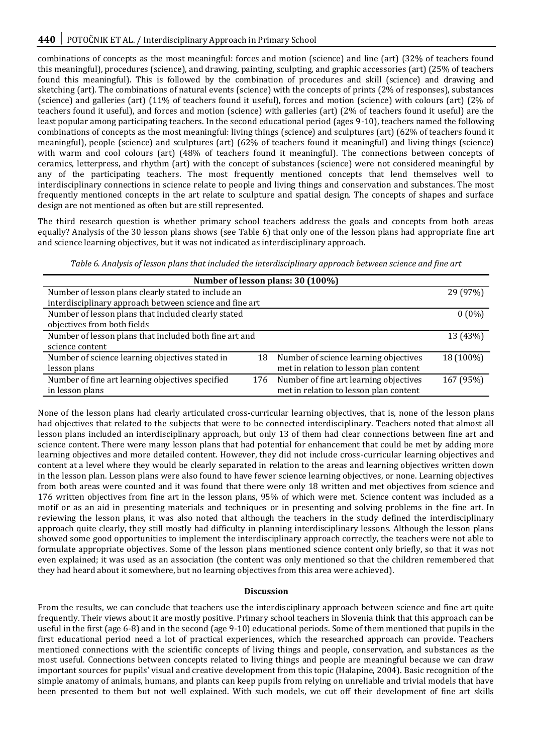combinations of concepts as the most meaningful: forces and motion (science) and line (art) (32% of teachers found this meaningful), procedures (science), and drawing, painting, sculpting, and graphic accessories (art) (25% of teachers found this meaningful). This is followed by the combination of procedures and skill (science) and drawing and sketching (art). The combinations of natural events (science) with the concepts of prints (2% of responses), substances (science) and galleries (art) (11% of teachers found it useful), forces and motion (science) with colours (art) (2% of teachers found it useful), and forces and motion (science) with galleries (art) (2% of teachers found it useful) are the least popular among participating teachers. In the second educational period (ages 9-10), teachers named the following combinations of concepts as the most meaningful: living things (science) and sculptures (art) (62% of teachers found it meaningful), people (science) and sculptures (art) (62% of teachers found it meaningful) and living things (science) with warm and cool colours (art) (48% of teachers found it meaningful). The connections between concepts of ceramics, letterpress, and rhythm (art) with the concept of substances (science) were not considered meaningful by any of the participating teachers. The most frequently mentioned concepts that lend themselves well to interdisciplinary connections in science relate to people and living things and conservation and substances. The most frequently mentioned concepts in the art relate to sculpture and spatial design. The concepts of shapes and surface design are not mentioned as often but are still represented.

The third research question is whether primary school teachers address the goals and concepts from both areas equally? Analysis of the 30 lesson plans shows (see Table 6) that only one of the lesson plans had appropriate fine art and science learning objectives, but it was not indicated as interdisciplinary approach.

*Table 6. Analysis of lesson plans that included the interdisciplinary approach between science and fine art*

| **Number of lesson plans: 30 (100%)** | | | |
|---|---|---|---|
| Number of lesson plans clearly stated to include an interdisciplinary approach between science and fine art | | | 29 (97%) |
| Number of lesson plans that included clearly stated objectives from both fields | | | 0 (0%) |
| Number of lesson plans that included both fine art and science content | | | 13 (43%) |
| Number of science learning objectives stated in lesson plans | 18 | Number of science learning objectives met in relation to lesson plan content | 18 (100%) |
| Number of fine art learning objectives specified in lesson plans | 176 | Number of fine art learning objectives met in relation to lesson plan content | 167 (95%) |

None of the lesson plans had clearly articulated cross-curricular learning objectives, that is, none of the lesson plans had objectives that related to the subjects that were to be connected interdisciplinary. Teachers noted that almost all lesson plans included an interdisciplinary approach, but only 13 of them had clear connections between fine art and science content. There were many lesson plans that had potential for enhancement that could be met by adding more learning objectives and more detailed content. However, they did not include cross-curricular learning objectives and content at a level where they would be clearly separated in relation to the areas and learning objectives written down in the lesson plan. Lesson plans were also found to have fewer science learning objectives, or none. Learning objectives from both areas were counted and it was found that there were only 18 written and met objectives from science and 176 written objectives from fine art in the lesson plans, 95% of which were met. Science content was included as a motif or as an aid in presenting materials and techniques or in presenting and solving problems in the fine art. In reviewing the lesson plans, it was also noted that although the teachers in the study defined the interdisciplinary approach quite clearly, they still mostly had difficulty in planning interdisciplinary lessons. Although the lesson plans showed some good opportunities to implement the interdisciplinary approach correctly, the teachers were not able to formulate appropriate objectives. Some of the lesson plans mentioned science content only briefly, so that it was not even explained; it was used as an association (the content was only mentioned so that the children remembered that they had heard about it somewhere, but no learning objectives from this area were achieved).

## Discussion

From the results, we can conclude that teachers use the interdisciplinary approach between science and fine art quite frequently. Their views about it are mostly positive. Primary school teachers in Slovenia think that this approach can be useful in the first (age 6-8) and in the second (age 9-10) educational periods. Some of them mentioned that pupils in the first educational period need a lot of practical experiences, which the researched approach can provide. Teachers mentioned connections with the scientific concepts of living things and people, conservation, and substances as the most useful. Connections between concepts related to living things and people are meaningful because we can draw important sources for pupils' visual and creative development from this topic (Halapine, 2004). Basic recognition of the simple anatomy of animals, humans, and plants can keep pupils from relying on unreliable and trivial models that have been presented to them but not well explained. With such models, we cut off their development of fine art skills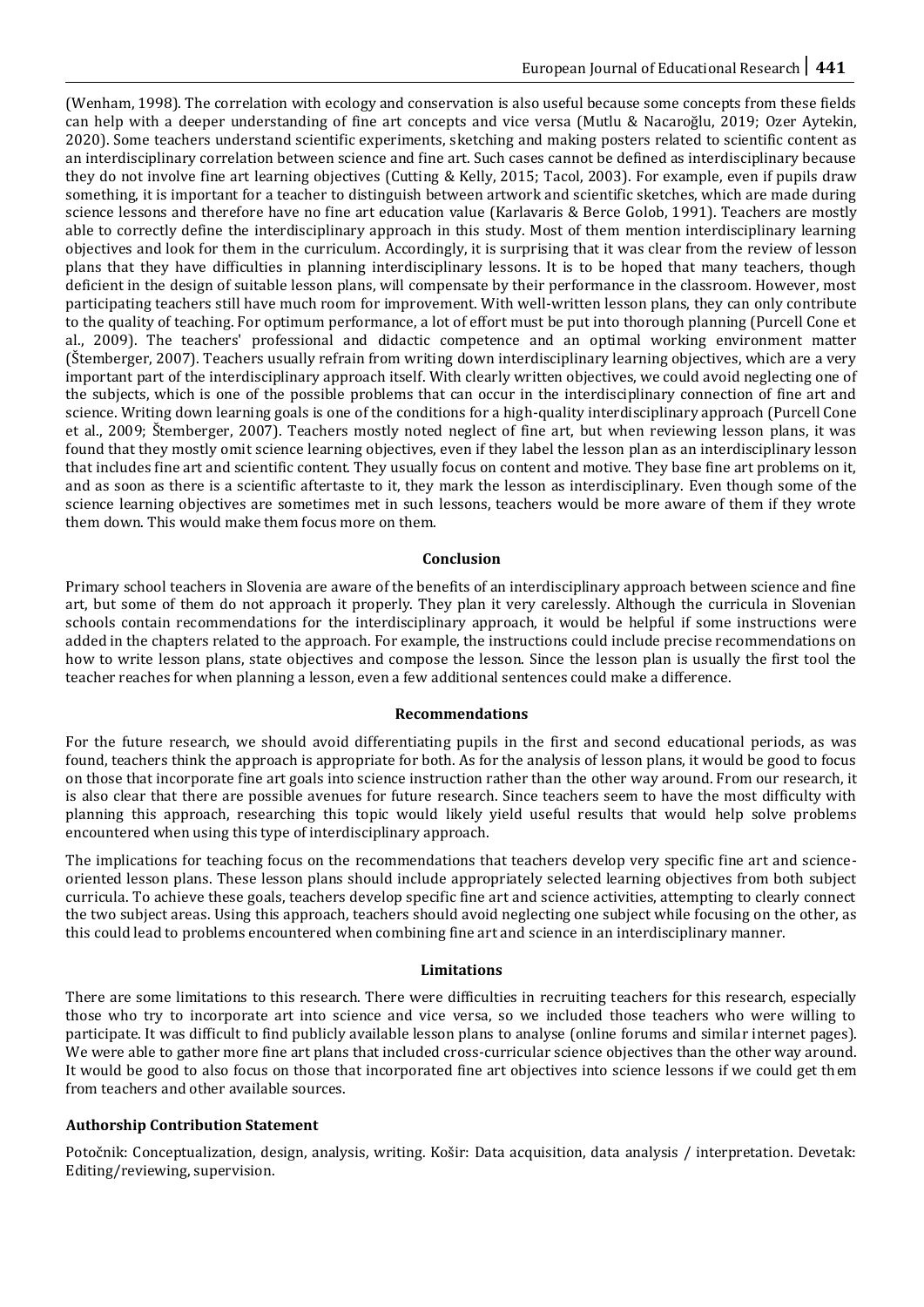(Wenham, 1998). The correlation with ecology and conservation is also useful because some concepts from these fields can help with a deeper understanding of fine art concepts and vice versa (Mutlu & Nacaroğlu, 2019; Ozer Aytekin, 2020). Some teachers understand scientific experiments, sketching and making posters related to scientific content as an interdisciplinary correlation between science and fine art. Such cases cannot be defined as interdisciplinary because they do not involve fine art learning objectives (Cutting & Kelly, 2015; Tacol, 2003). For example, even if pupils draw something, it is important for a teacher to distinguish between artwork and scientific sketches, which are made during science lessons and therefore have no fine art education value (Karlavaris & Berce Golob, 1991). Teachers are mostly able to correctly define the interdisciplinary approach in this study. Most of them mention interdisciplinary learning objectives and look for them in the curriculum. Accordingly, it is surprising that it was clear from the review of lesson plans that they have difficulties in planning interdisciplinary lessons. It is to be hoped that many teachers, though deficient in the design of suitable lesson plans, will compensate by their performance in the classroom. However, most participating teachers still have much room for improvement. With well-written lesson plans, they can only contribute to the quality of teaching. For optimum performance, a lot of effort must be put into thorough planning (Purcell Cone et al., 2009). The teachers' professional and didactic competence and an optimal working environment matter (Štemberger, 2007). Teachers usually refrain from writing down interdisciplinary learning objectives, which are a very important part of the interdisciplinary approach itself. With clearly written objectives, we could avoid neglecting one of the subjects, which is one of the possible problems that can occur in the interdisciplinary connection of fine art and science. Writing down learning goals is one of the conditions for a high-quality interdisciplinary approach (Purcell Cone et al., 2009; Štemberger, 2007). Teachers mostly noted neglect of fine art, but when reviewing lesson plans, it was found that they mostly omit science learning objectives, even if they label the lesson plan as an interdisciplinary lesson that includes fine art and scientific content. They usually focus on content and motive. They base fine art problems on it, and as soon as there is a scientific aftertaste to it, they mark the lesson as interdisciplinary. Even though some of the science learning objectives are sometimes met in such lessons, teachers would be more aware of them if they wrote them down. This would make them focus more on them.

## Conclusion

Primary school teachers in Slovenia are aware of the benefits of an interdisciplinary approach between science and fine art, but some of them do not approach it properly. They plan it very carelessly. Although the curricula in Slovenian schools contain recommendations for the interdisciplinary approach, it would be helpful if some instructions were added in the chapters related to the approach. For example, the instructions could include precise recommendations on how to write lesson plans, state objectives and compose the lesson. Since the lesson plan is usually the first tool the teacher reaches for when planning a lesson, even a few additional sentences could make a difference.

## Recommendations

For the future research, we should avoid differentiating pupils in the first and second educational periods, as was found, teachers think the approach is appropriate for both. As for the analysis of lesson plans, it would be good to focus on those that incorporate fine art goals into science instruction rather than the other way around. From our research, it is also clear that there are possible avenues for future research. Since teachers seem to have the most difficulty with planning this approach, researching this topic would likely yield useful results that would help solve problems encountered when using this type of interdisciplinary approach.

The implications for teaching focus on the recommendations that teachers develop very specific fine art and science-oriented lesson plans. These lesson plans should include appropriately selected learning objectives from both subject curricula. To achieve these goals, teachers develop specific fine art and science activities, attempting to clearly connect the two subject areas. Using this approach, teachers should avoid neglecting one subject while focusing on the other, as this could lead to problems encountered when combining fine art and science in an interdisciplinary manner.

## Limitations

There are some limitations to this research. There were difficulties in recruiting teachers for this research, especially those who try to incorporate art into science and vice versa, so we included those teachers who were willing to participate. It was difficult to find publicly available lesson plans to analyse (online forums and similar internet pages). We were able to gather more fine art plans that included cross-curricular science objectives than the other way around. It would be good to also focus on those that incorporated fine art objectives into science lessons if we could get them from teachers and other available sources.

### Authorship Contribution Statement

Potočnik: Conceptualization, design, analysis, writing. Košir: Data acquisition, data analysis / interpretation. Devetak: Editing/reviewing, supervision.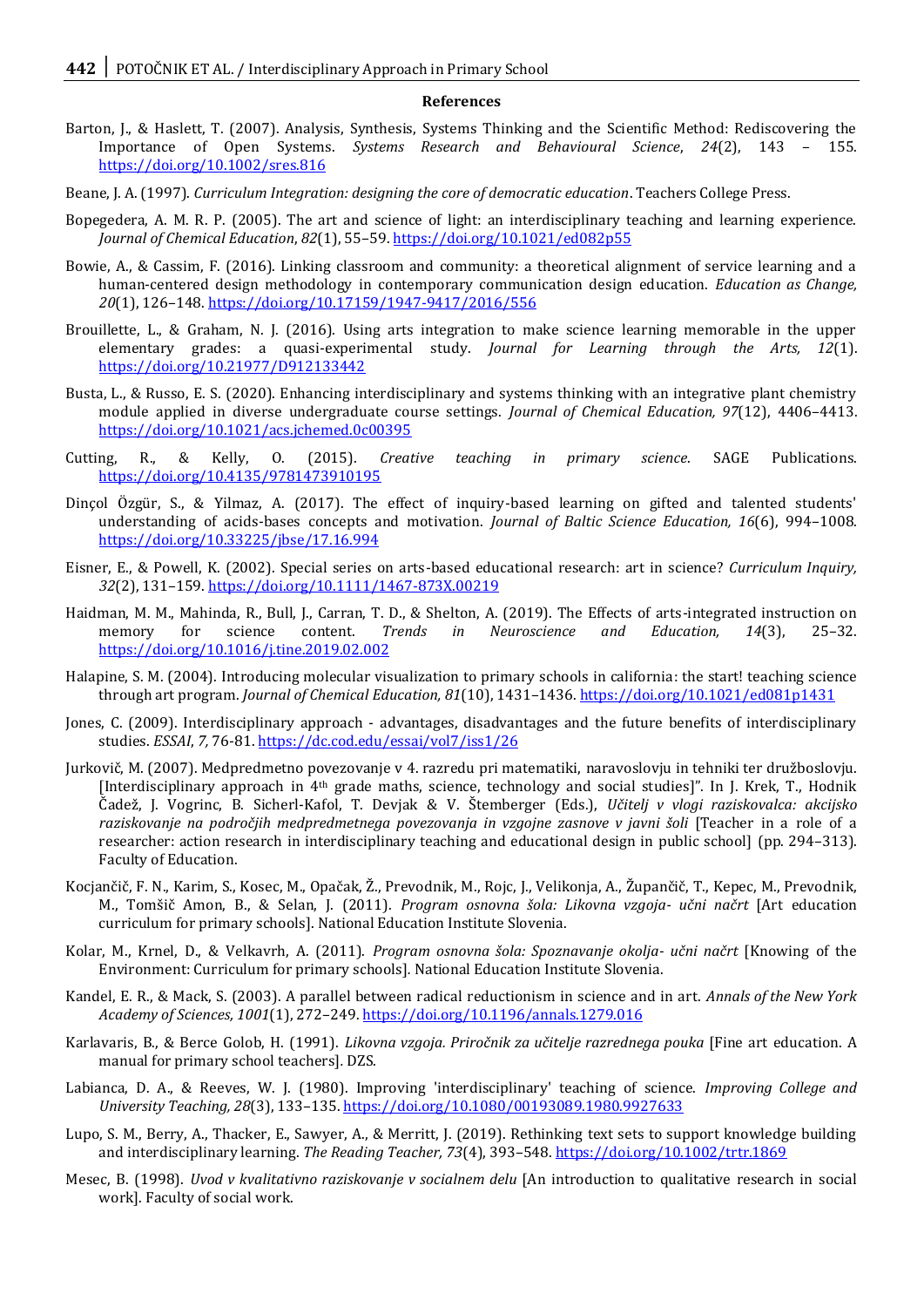## References

Barton, J., & Haslett, T. (2007). Analysis, Synthesis, Systems Thinking and the Scientific Method: Rediscovering the Importance of Open Systems. *Systems Research and Behavioural Science*, *24*(2), 143 – 155. https://doi.org/10.1002/sres.816

Beane, J. A. (1997). *Curriculum Integration: designing the core of democratic education*. Teachers College Press.

Bopegedera, A. M. R. P. (2005). The art and science of light: an interdisciplinary teaching and learning experience. *Journal of Chemical Education*, *82*(1), 55–59. https://doi.org/10.1021/ed082p55

Bowie, A., & Cassim, F. (2016). Linking classroom and community: a theoretical alignment of service learning and a human-centered design methodology in contemporary communication design education. *Education as Change, 20*(1), 126–148. https://doi.org/10.17159/1947-9417/2016/556

Brouillette, L., & Graham, N. J. (2016). Using arts integration to make science learning memorable in the upper elementary grades: a quasi-experimental study. *Journal for Learning through the Arts, 12*(1). https://doi.org/10.21977/D912133442

Busta, L., & Russo, E. S. (2020). Enhancing interdisciplinary and systems thinking with an integrative plant chemistry module applied in diverse undergraduate course settings. *Journal of Chemical Education, 97*(12), 4406–4413. https://doi.org/10.1021/acs.jchemed.0c00395

Cutting, R., & Kelly, O. (2015). *Creative teaching in primary science*. SAGE Publications. https://doi.org/10.4135/9781473910195

Dinçol Özgür, S., & Yilmaz, A. (2017). The effect of inquiry-based learning on gifted and talented students' understanding of acids-bases concepts and motivation. *Journal of Baltic Science Education, 16*(6), 994–1008. https://doi.org/10.33225/jbse/17.16.994

Eisner, E., & Powell, K. (2002). Special series on arts-based educational research: art in science? *Curriculum Inquiry, 32*(2), 131–159. https://doi.org/10.1111/1467-873X.00219

Haidman, M. M., Mahinda, R., Bull, J., Carran, T. D., & Shelton, A. (2019). The Effects of arts-integrated instruction on memory for science content. *Trends in Neuroscience and Education, 14*(3), 25–32. https://doi.org/10.1016/j.tine.2019.02.002

Halapine, S. M. (2004). Introducing molecular visualization to primary schools in california: the start! teaching science through art program. *Journal of Chemical Education, 81*(10), 1431–1436. https://doi.org/10.1021/ed081p1431

Jones, C. (2009). Interdisciplinary approach - advantages, disadvantages and the future benefits of interdisciplinary studies. *ESSAI*, *7,* 76-81. https://dc.cod.edu/essai/vol7/iss1/26

Jurkovič, M. (2007). Medpredmetno povezovanje v 4. razredu pri matematiki, naravoslovju in tehniki ter družboslovju. [Interdisciplinary approach in 4th grade maths, science, technology and social studies]". In J. Krek, T., Hodnik Čadež, J. Vogrinc, B. Sicherl-Kafol, T. Devjak & V. Štemberger (Eds.), *Učitelj v vlogi raziskovalca: akcijsko raziskovanje na področjih medpredmetnega povezovanja in vzgojne zasnove v javni šoli* [Teacher in a role of a researcher: action research in interdisciplinary teaching and educational design in public school] (pp. 294–313). Faculty of Education.

Kocjančič, F. N., Karim, S., Kosec, M., Opačak, Ž., Prevodnik, M., Rojc, J., Velikonja, A., Župančič, T., Kepec, M., Prevodnik, M., Tomšič Amon, B., & Selan, J. (2011). *Program osnovna šola: Likovna vzgoja- učni načrt* [Art education curriculum for primary schools]. National Education Institute Slovenia.

Kolar, M., Krnel, D., & Velkavrh, A. (2011). *Program osnovna šola: Spoznavanje okolja- učni načrt* [Knowing of the Environment: Curriculum for primary schools]. National Education Institute Slovenia.

Kandel, E. R., & Mack, S. (2003). A parallel between radical reductionism in science and in art. *Annals of the New York Academy of Sciences, 1001*(1), 272–249. https://doi.org/10.1196/annals.1279.016

Karlavaris, B., & Berce Golob, H. (1991). *Likovna vzgoja. Priročnik za učitelje razrednega pouka* [Fine art education. A manual for primary school teachers]. DZS.

Labianca, D. A., & Reeves, W. J. (1980). Improving 'interdisciplinary' teaching of science. *Improving College and University Teaching, 28*(3), 133–135. https://doi.org/10.1080/00193089.1980.9927633

Lupo, S. M., Berry, A., Thacker, E., Sawyer, A., & Merritt, J. (2019). Rethinking text sets to support knowledge building and interdisciplinary learning. *The Reading Teacher, 73*(4), 393–548. https://doi.org/10.1002/trtr.1869

Mesec, B. (1998). *Uvod v kvalitativno raziskovanje v socialnem delu* [An introduction to qualitative research in social work]. Faculty of social work.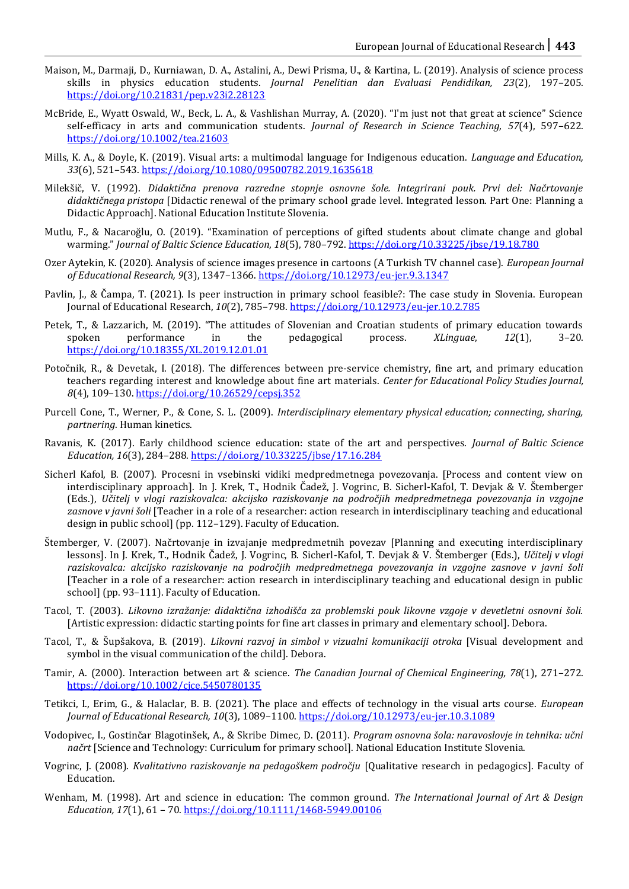Maison, M., Darmaji, D., Kurniawan, D. A., Astalini, A., Dewi Prisma, U., & Kartina, L. (2019). Analysis of science process skills in physics education students. *Journal Penelitian dan Evaluasi Pendidikan, 23*(2), 197–205. https://doi.org/10.21831/pep.v23i2.28123

McBride, E., Wyatt Oswald, W., Beck, L. A., & Vashlishan Murray, A. (2020). "I'm just not that great at science" Science self-efficacy in arts and communication students. *Journal of Research in Science Teaching, 57*(4), 597–622. https://doi.org/10.1002/tea.21603

Mills, K. A., & Doyle, K. (2019). Visual arts: a multimodal language for Indigenous education. *Language and Education, 33*(6), 521–543. https://doi.org/10.1080/09500782.2019.1635618

Milekšič, V. (1992). *Didaktična prenova razredne stopnje osnovne šole. Integrirani pouk. Prvi del: Načrtovanje didaktičnega pristopa* [Didactic renewal of the primary school grade level. Integrated lesson. Part One: Planning a Didactic Approach]. National Education Institute Slovenia.

Mutlu, F., & Nacaroğlu, O. (2019). "Examination of perceptions of gifted students about climate change and global warming." *Journal of Baltic Science Education*, *18*(5), 780–792. https://doi.org/10.33225/jbse/19.18.780

Ozer Aytekin, K. (2020). Analysis of science images presence in cartoons (A Turkish TV channel case). *European Journal of Educational Research, 9*(3), 1347–1366. https://doi.org/10.12973/eu-jer.9.3.1347

Pavlin, J., & Čampa, T. (2021). Is peer instruction in primary school feasible?: The case study in Slovenia. European Journal of Educational Research, *10*(2), 785–798. https://doi.org/10.12973/eu-jer.10.2.785

Petek, T., & Lazzarich, M. (2019). "The attitudes of Slovenian and Croatian students of primary education towards spoken performance in the pedagogical process. *XLinguae*, *12*(1), 3–20. https://doi.org/10.18355/XL.2019.12.01.01

Potočnik, R., & Devetak, I. (2018). The differences between pre-service chemistry, fine art, and primary education teachers regarding interest and knowledge about fine art materials. *Center for Educational Policy Studies Journal, 8*(4), 109–130. https://doi.org/10.26529/cepsj.352

Purcell Cone, T., Werner, P., & Cone, S. L. (2009). *Interdisciplinary elementary physical education; connecting, sharing, partnering*. Human kinetics.

Ravanis, K. (2017). Early childhood science education: state of the art and perspectives. *Journal of Baltic Science Education, 16*(3), 284–288. https://doi.org/10.33225/jbse/17.16.284

Sicherl Kafol, B. (2007). Procesni in vsebinski vidiki medpredmetnega povezovanja. [Process and content view on interdisciplinary approach]. In J. Krek, T., Hodnik Čadež, J. Vogrinc, B. Sicherl-Kafol, T. Devjak & V. Štemberger (Eds.), *Učitelj v vlogi raziskovalca: akcijsko raziskovanje na področjih medpredmetnega povezovanja in vzgojne zasnove v javni šoli* [Teacher in a role of a researcher: action research in interdisciplinary teaching and educational design in public school] (pp. 112–129). Faculty of Education.

Štemberger, V. (2007). Načrtovanje in izvajanje medpredmetnih povezav [Planning and executing interdisciplinary lessons]. In J. Krek, T., Hodnik Čadež, J. Vogrinc, B. Sicherl-Kafol, T. Devjak & V. Štemberger (Eds.), *Učitelj v vlogi raziskovalca: akcijsko raziskovanje na področjih medpredmetnega povezovanja in vzgojne zasnove v javni šoli* [Teacher in a role of a researcher: action research in interdisciplinary teaching and educational design in public school] (pp. 93–111). Faculty of Education.

Tacol, T. (2003). *Likovno izražanje: didaktična izhodišča za problemski pouk likovne vzgoje v devetletni osnovni šoli.* [Artistic expression: didactic starting points for fine art classes in primary and elementary school]. Debora.

Tacol, T., & Šupšakova, B. (2019). *Likovni razvoj in simbol v vizualni komunikaciji otroka* [Visual development and symbol in the visual communication of the child]. Debora.

Tamir, A. (2000). Interaction between art & science. *The Canadian Journal of Chemical Engineering, 78*(1), 271–272. https://doi.org/10.1002/cjce.5450780135

Tetikci, I., Erim, G., & Halaclar, B. B. (2021). The place and effects of technology in the visual arts course. *European Journal of Educational Research, 10*(3), 1089–1100. https://doi.org/10.12973/eu-jer.10.3.1089

Vodopivec, I., Gostinčar Blagotinšek, A., & Skribe Dimec, D. (2011). *Program osnovna šola: naravoslovje in tehnika: učni načrt* [Science and Technology: Curriculum for primary school]. National Education Institute Slovenia.

Vogrinc, J. (2008). *Kvalitativno raziskovanje na pedagoškem področju* [Qualitative research in pedagogics]. Faculty of Education.

Wenham, M. (1998). Art and science in education: The common ground. *The International Journal of Art & Design Education, 17*(1), 61 – 70. https://doi.org/10.1111/1468-5949.00106